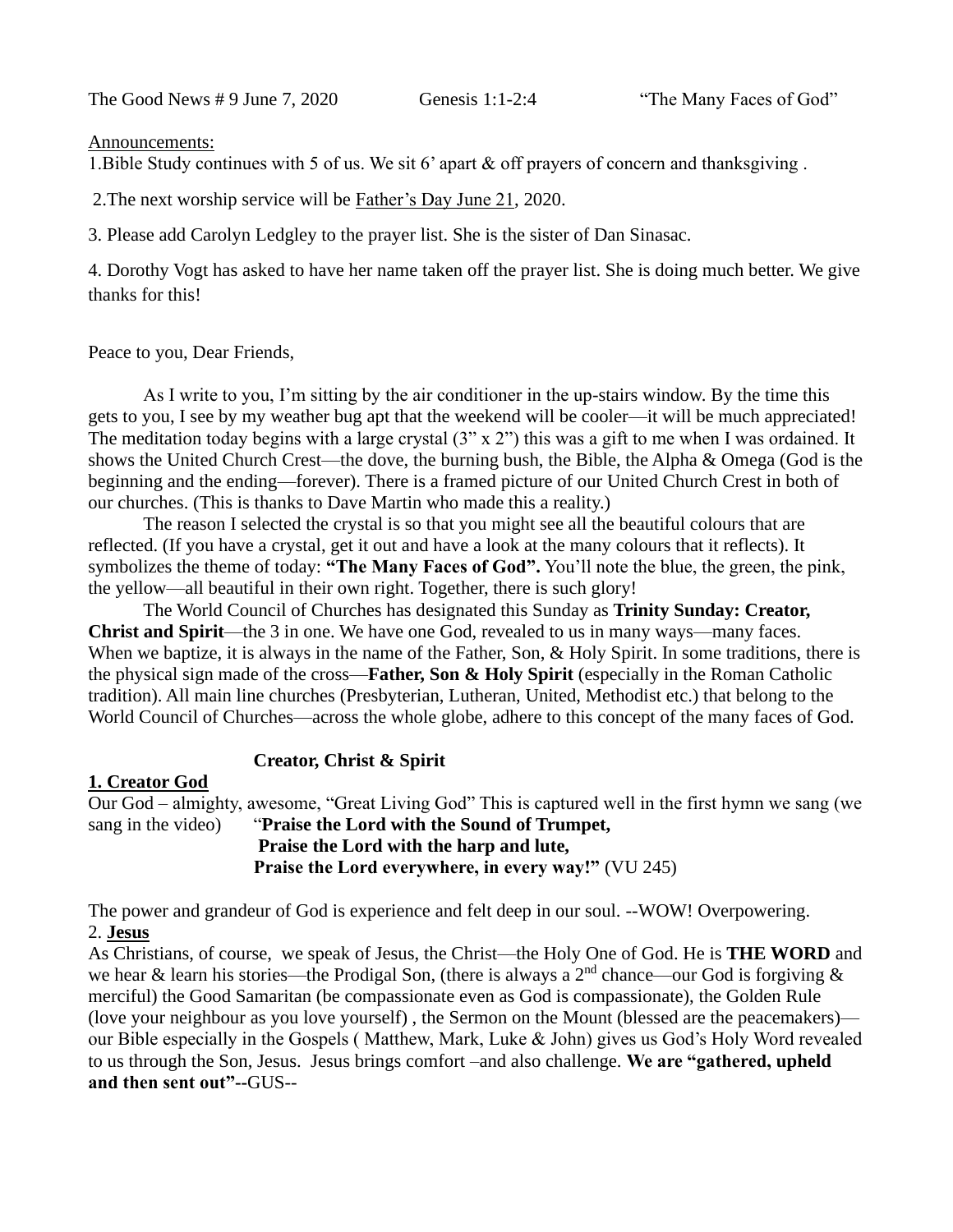The Good News # 9 June 7, 2020 Genesis 1:1-2:4 "The Many Faces of God"

Announcements:

1.Bible Study continues with 5 of us. We sit 6' apart & off prayers of concern and thanksgiving .

2.The next worship service will be Father's Day June 21, 2020.

3. Please add Carolyn Ledgley to the prayer list. She is the sister of Dan Sinasac.

4. Dorothy Vogt has asked to have her name taken off the prayer list. She is doing much better. We give thanks for this!

Peace to you, Dear Friends,

As I write to you, I'm sitting by the air conditioner in the up-stairs window. By the time this gets to you, I see by my weather bug apt that the weekend will be cooler—it will be much appreciated! The meditation today begins with a large crystal (3" x 2") this was a gift to me when I was ordained. It shows the United Church Crest—the dove, the burning bush, the Bible, the Alpha & Omega (God is the beginning and the ending—forever). There is a framed picture of our United Church Crest in both of our churches. (This is thanks to Dave Martin who made this a reality.)

The reason I selected the crystal is so that you might see all the beautiful colours that are reflected. (If you have a crystal, get it out and have a look at the many colours that it reflects). It symbolizes the theme of today: **"The Many Faces of God".** You'll note the blue, the green, the pink, the yellow—all beautiful in their own right. Together, there is such glory!

The World Council of Churches has designated this Sunday as **Trinity Sunday: Creator, Christ and Spirit**—the 3 in one. We have one God, revealed to us in many ways—many faces. When we baptize, it is always in the name of the Father, Son, & Holy Spirit. In some traditions, there is the physical sign made of the cross—**Father, Son & Holy Spirit** (especially in the Roman Catholic tradition). All main line churches (Presbyterian, Lutheran, United, Methodist etc.) that belong to the World Council of Churches—across the whole globe, adhere to this concept of the many faces of God.

**Creator, Christ & Spirit**

**1. Creator God**

Our God – almighty, awesome, "Great Living God" This is captured well in the first hymn we sang (we sang in the video) "**Praise the Lord with the Sound of Trumpet,
Praise the Lord with the harp and lute,
Praise the Lord everywhere, in every way!"** (VU 245)

The power and grandeur of God is experience and felt deep in our soul. --WOW! Overpowering.

2. **Jesus**

As Christians, of course, we speak of Jesus, the Christ—the Holy One of God. He is **THE WORD** and we hear & learn his stories—the Prodigal Son, (there is always a 2nd chance—our God is forgiving & merciful) the Good Samaritan (be compassionate even as God is compassionate), the Golden Rule (love your neighbour as you love yourself) , the Sermon on the Mount (blessed are the peacemakers)—our Bible especially in the Gospels ( Matthew, Mark, Luke & John) gives us God's Holy Word revealed to us through the Son, Jesus. Jesus brings comfort –and also challenge. **We are "gathered, upheld and then sent out"**--GUS--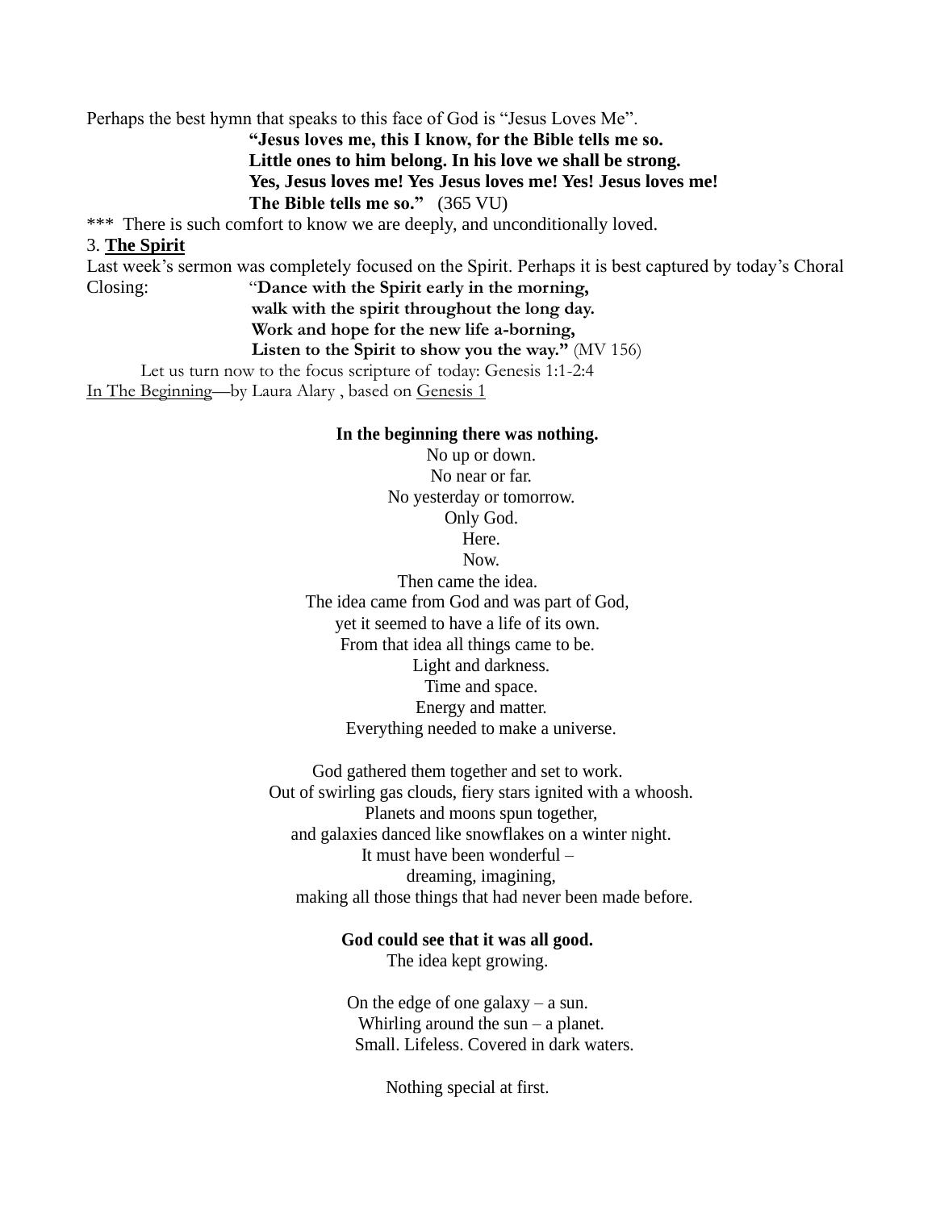Perhaps the best hymn that speaks to this face of God is "Jesus Loves Me".

> **"Jesus loves me, this I know, for the Bible tells me so.**
> **Little ones to him belong. In his love we shall be strong.**
> **Yes, Jesus loves me! Yes Jesus loves me! Yes! Jesus loves me!**
> **The Bible tells me so."** (365 VU)

*** There is such comfort to know we are deeply, and unconditionally loved.

3. **The Spirit**

Last week's sermon was completely focused on the Spirit. Perhaps it is best captured by today's Choral Closing:

> "**Dance with the Spirit early in the morning,**
> **walk with the spirit throughout the long day.**
> **Work and hope for the new life a-borning,**
> **Listen to the Spirit to show you the way."** (MV 156)

Let us turn now to the focus scripture of today: Genesis 1:1-2:4

In The Beginning—by Laura Alary , based on Genesis 1

**In the beginning there was nothing.**
No up or down.
No near or far.
No yesterday or tomorrow.
Only God.
Here.
Now.
Then came the idea.
The idea came from God and was part of God,
yet it seemed to have a life of its own.
From that idea all things came to be.
Light and darkness.
Time and space.
Energy and matter.
Everything needed to make a universe.

God gathered them together and set to work.
Out of swirling gas clouds, fiery stars ignited with a whoosh.
Planets and moons spun together,
and galaxies danced like snowflakes on a winter night.
It must have been wonderful –
dreaming, imagining,
making all those things that had never been made before.

**God could see that it was all good.**
The idea kept growing.

On the edge of one galaxy – a sun.
Whirling around the sun – a planet.
Small. Lifeless. Covered in dark waters.

Nothing special at first.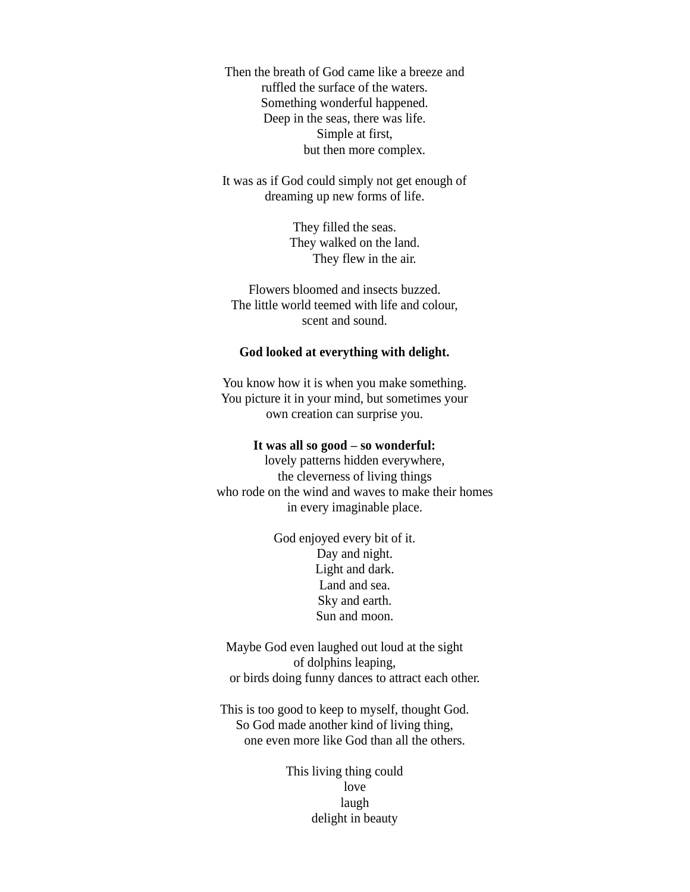Then the breath of God came like a breeze and
ruffled the surface of the waters.
Something wonderful happened.
Deep in the seas, there was life.
Simple at first,
but then more complex.

It was as if God could simply not get enough of
dreaming up new forms of life.

They filled the seas.
They walked on the land.
They flew in the air.

Flowers bloomed and insects buzzed.
The little world teemed with life and colour,
scent and sound.

**God looked at everything with delight.**

You know how it is when you make something.
You picture it in your mind, but sometimes your
own creation can surprise you.

**It was all so good – so wonderful:**
lovely patterns hidden everywhere,
the cleverness of living things
who rode on the wind and waves to make their homes
in every imaginable place.

God enjoyed every bit of it.
Day and night.
Light and dark.
Land and sea.
Sky and earth.
Sun and moon.

Maybe God even laughed out loud at the sight
of dolphins leaping,
or birds doing funny dances to attract each other.

This is too good to keep to myself, thought God.
So God made another kind of living thing,
one even more like God than all the others.

This living thing could
love
laugh
delight in beauty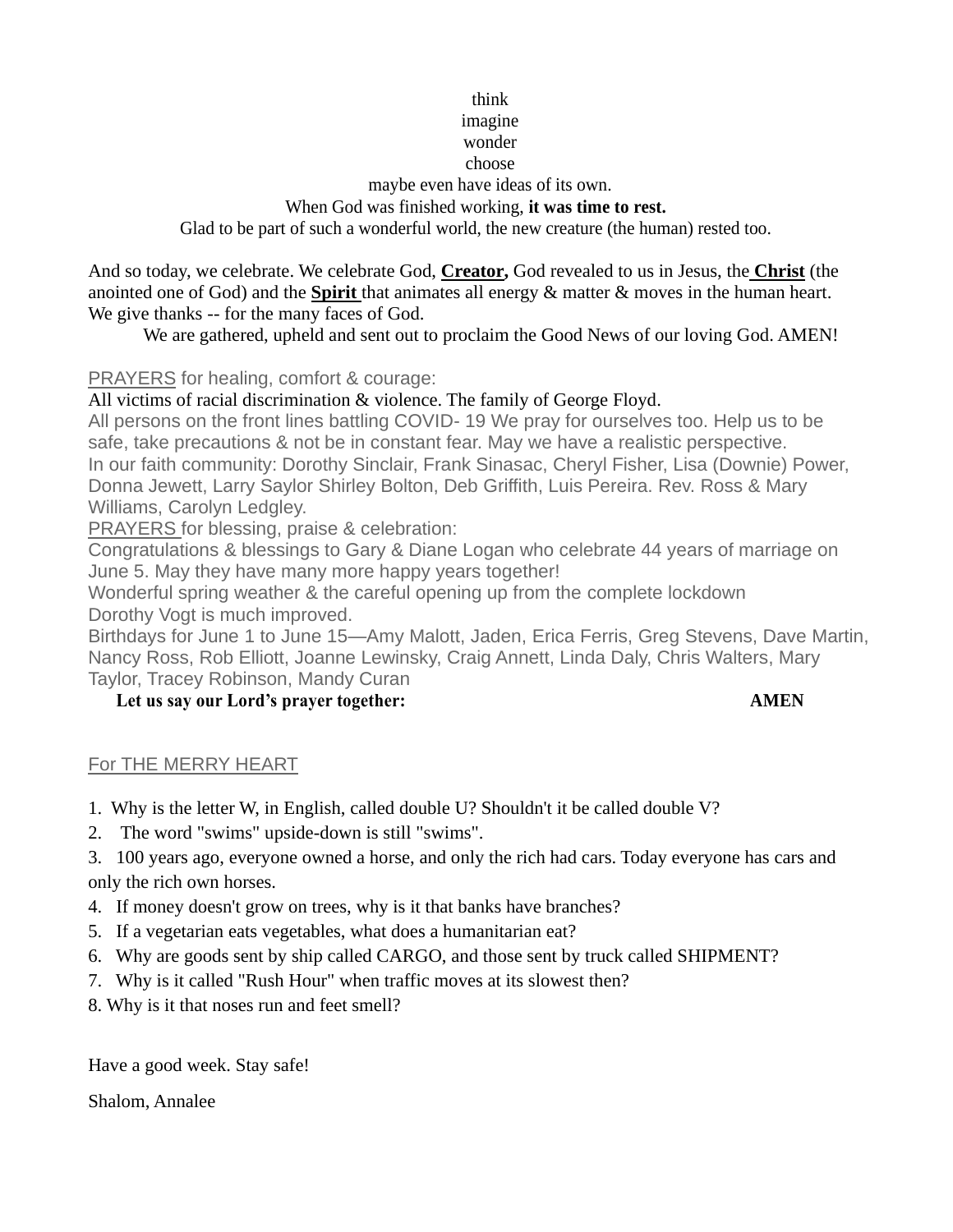think
imagine
wonder
choose
maybe even have ideas of its own.
When God was finished working, **it was time to rest.**
Glad to be part of such a wonderful world, the new creature (the human) rested too.

And so today, we celebrate. We celebrate God, **Creator,** God revealed to us in Jesus, the **Christ** (the anointed one of God) and the **Spirit** that animates all energy & matter & moves in the human heart. We give thanks -- for the many faces of God.

We are gathered, upheld and sent out to proclaim the Good News of our loving God. AMEN!

PRAYERS for healing, comfort & courage:
All victims of racial discrimination & violence. The family of George Floyd.
All persons on the front lines battling COVID- 19 We pray for ourselves too. Help us to be safe, take precautions & not be in constant fear. May we have a realistic perspective.
In our faith community: Dorothy Sinclair, Frank Sinasac, Cheryl Fisher, Lisa (Downie) Power, Donna Jewett, Larry Saylor Shirley Bolton, Deb Griffith, Luis Pereira. Rev. Ross & Mary Williams, Carolyn Ledgley.
PRAYERS for blessing, praise & celebration:
Congratulations & blessings to Gary & Diane Logan who celebrate 44 years of marriage on June 5. May they have many more happy years together!
Wonderful spring weather & the careful opening up from the complete lockdown
Dorothy Vogt is much improved.
Birthdays for June 1 to June 15—Amy Malott, Jaden, Erica Ferris, Greg Stevens, Dave Martin, Nancy Ross, Rob Elliott, Joanne Lewinsky, Craig Annett, Linda Daly, Chris Walters, Mary Taylor, Tracey Robinson, Mandy Curan

**Let us say our Lord's prayer together:** **AMEN**

For THE MERRY HEART

1. Why is the letter W, in English, called double U? Shouldn't it be called double V?
2. The word "swims" upside-down is still "swims".
3. 100 years ago, everyone owned a horse, and only the rich had cars. Today everyone has cars and only the rich own horses.
4. If money doesn't grow on trees, why is it that banks have branches?
5. If a vegetarian eats vegetables, what does a humanitarian eat?
6. Why are goods sent by ship called CARGO, and those sent by truck called SHIPMENT?
7. Why is it called "Rush Hour" when traffic moves at its slowest then?
8. Why is it that noses run and feet smell?

Have a good week. Stay safe!

Shalom, Annalee